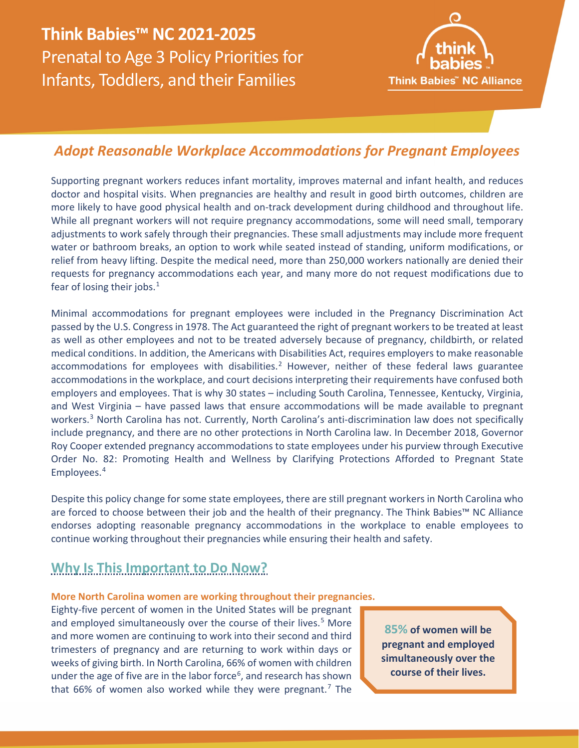# Think Babies™ NC 2021-2025

Prenatal to Age 3 Policy Priorities for Infants, Toddlers, and their Families

think babies™

Think Babies™ NC Alliance

## *Adopt Reasonable Workplace Accommodations for Pregnant Employees*

Supporting pregnant workers reduces infant mortality, improves maternal and infant health, and reduces doctor and hospital visits. When pregnancies are healthy and result in good birth outcomes, children are more likely to have good physical health and on-track development during childhood and throughout life. While all pregnant workers will not require pregnancy accommodations, some will need small, temporary adjustments to work safely through their pregnancies. These small adjustments may include more frequent water or bathroom breaks, an option to work while seated instead of standing, uniform modifications, or relief from heavy lifting. Despite the medical need, more than 250,000 workers nationally are denied their requests for pregnancy accommodations each year, and many more do not request modifications due to fear of losing their jobs.[1]

Minimal accommodations for pregnant employees were included in the Pregnancy Discrimination Act passed by the U.S. Congress in 1978. The Act guaranteed the right of pregnant workers to be treated at least as well as other employees and not to be treated adversely because of pregnancy, childbirth, or related medical conditions. In addition, the Americans with Disabilities Act, requires employers to make reasonable accommodations for employees with disabilities.[2] However, neither of these federal laws guarantee accommodations in the workplace, and court decisions interpreting their requirements have confused both employers and employees. That is why 30 states – including South Carolina, Tennessee, Kentucky, Virginia, and West Virginia – have passed laws that ensure accommodations will be made available to pregnant workers.[3] North Carolina has not. Currently, North Carolina's anti-discrimination law does not specifically include pregnancy, and there are no other protections in North Carolina law. In December 2018, Governor Roy Cooper extended pregnancy accommodations to state employees under his purview through Executive Order No. 82: Promoting Health and Wellness by Clarifying Protections Afforded to Pregnant State Employees.[4]

Despite this policy change for some state employees, there are still pregnant workers in North Carolina who are forced to choose between their job and the health of their pregnancy. The Think Babies™ NC Alliance endorses adopting reasonable pregnancy accommodations in the workplace to enable employees to continue working throughout their pregnancies while ensuring their health and safety.

## Why Is This Important to Do Now?

**More North Carolina women are working throughout their pregnancies.**

Eighty-five percent of women in the United States will be pregnant and employed simultaneously over the course of their lives.[5] More and more women are continuing to work into their second and third trimesters of pregnancy and are returning to work within days or weeks of giving birth. In North Carolina, 66% of women with children under the age of five are in the labor force[6], and research has shown that 66% of women also worked while they were pregnant.[7] The

**85% of women will be pregnant and employed simultaneously over the course of their lives.**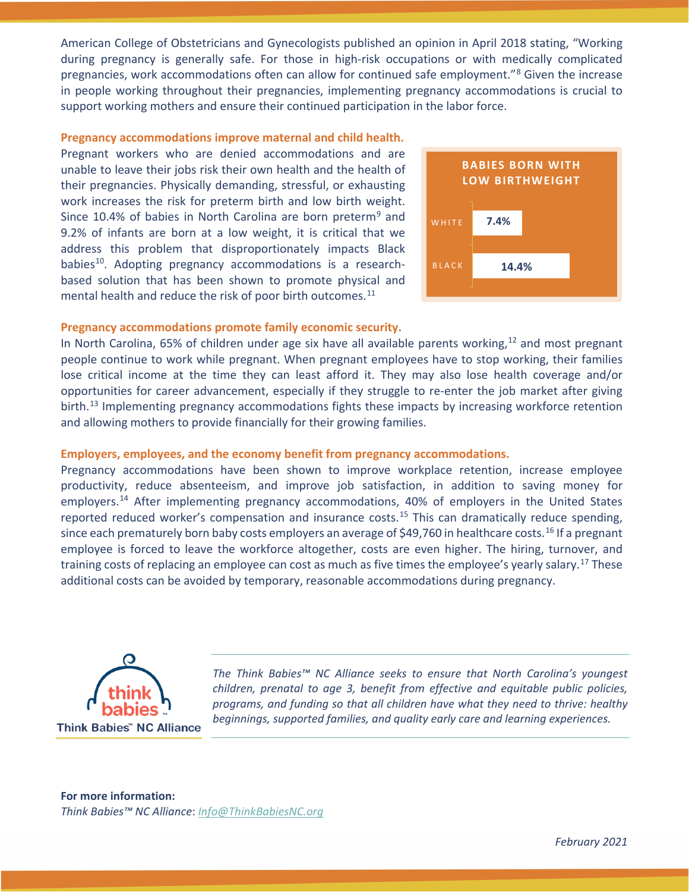American College of Obstetricians and Gynecologists published an opinion in April 2018 stating, "Working during pregnancy is generally safe. For those in high-risk occupations or with medically complicated pregnancies, work accommodations often can allow for continued safe employment."[8] Given the increase in people working throughout their pregnancies, implementing pregnancy accommodations is crucial to support working mothers and ensure their continued participation in the labor force.

**Pregnancy accommodations improve maternal and child health.**

Pregnant workers who are denied accommodations and are unable to leave their jobs risk their own health and the health of their pregnancies. Physically demanding, stressful, or exhausting work increases the risk for preterm birth and low birth weight. Since 10.4% of babies in North Carolina are born preterm[9] and 9.2% of infants are born at a low weight, it is critical that we address this problem that disproportionately impacts Black babies[10]. Adopting pregnancy accommodations is a research-based solution that has been shown to promote physical and mental health and reduce the risk of poor birth outcomes.[11]

BABIES BORN WITH LOW BIRTHWEIGHT

WHITE 7.4%

BLACK 14.4%

**Pregnancy accommodations promote family economic security.**

In North Carolina, 65% of children under age six have all available parents working,[12] and most pregnant people continue to work while pregnant. When pregnant employees have to stop working, their families lose critical income at the time they can least afford it. They may also lose health coverage and/or opportunities for career advancement, especially if they struggle to re-enter the job market after giving birth.[13] Implementing pregnancy accommodations fights these impacts by increasing workforce retention and allowing mothers to provide financially for their growing families.

**Employers, employees, and the economy benefit from pregnancy accommodations.**

Pregnancy accommodations have been shown to improve workplace retention, increase employee productivity, reduce absenteeism, and improve job satisfaction, in addition to saving money for employers.[14] After implementing pregnancy accommodations, 40% of employers in the United States reported reduced worker's compensation and insurance costs.[15] This can dramatically reduce spending, since each prematurely born baby costs employers an average of $49,760 in healthcare costs.[16] If a pregnant employee is forced to leave the workforce altogether, costs are even higher. The hiring, turnover, and training costs of replacing an employee can cost as much as five times the employee's yearly salary.[17] These additional costs can be avoided by temporary, reasonable accommodations during pregnancy.

think babies™

Think Babies™ NC Alliance

*The Think Babies™ NC Alliance seeks to ensure that North Carolina's youngest children, prenatal to age 3, benefit from effective and equitable public policies, programs, and funding so that all children have what they need to thrive: healthy beginnings, supported families, and quality early care and learning experiences.*

**For more information:**
*Think Babies™ NC Alliance*: *Info@ThinkBabiesNC.org*

*February 2021*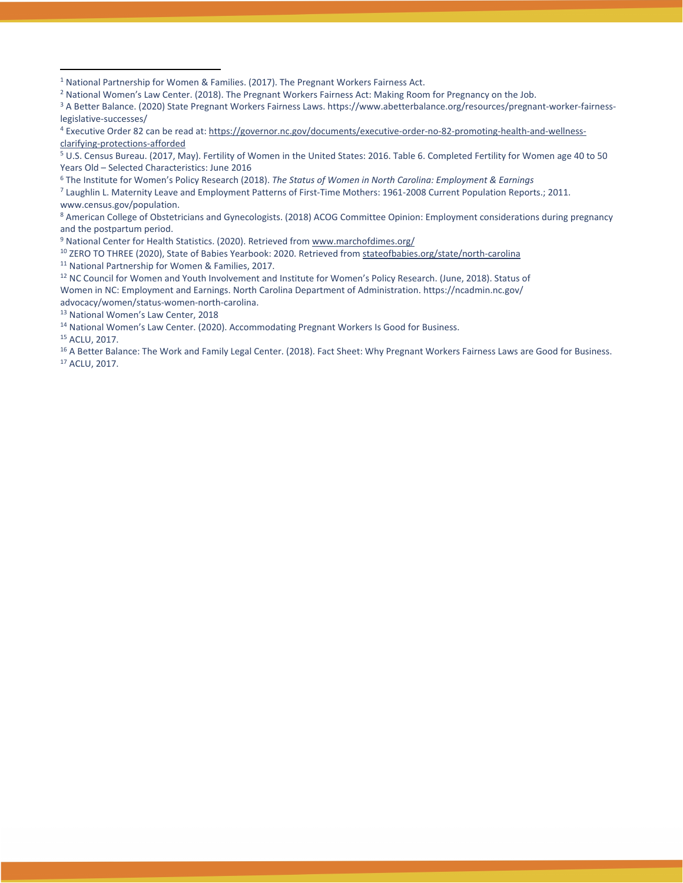[1] National Partnership for Women & Families. (2017). The Pregnant Workers Fairness Act.

[2] National Women's Law Center. (2018). The Pregnant Workers Fairness Act: Making Room for Pregnancy on the Job.

[3] A Better Balance. (2020) State Pregnant Workers Fairness Laws. https://www.abetterbalance.org/resources/pregnant-worker-fairness-legislative-successes/

[4] Executive Order 82 can be read at: https://governor.nc.gov/documents/executive-order-no-82-promoting-health-and-wellness-clarifying-protections-afforded

[5] U.S. Census Bureau. (2017, May). Fertility of Women in the United States: 2016. Table 6. Completed Fertility for Women age 40 to 50 Years Old – Selected Characteristics: June 2016

[6] The Institute for Women's Policy Research (2018). *The Status of Women in North Carolina: Employment & Earnings*

[7] Laughlin L. Maternity Leave and Employment Patterns of First-Time Mothers: 1961-2008 Current Population Reports.; 2011. www.census.gov/population.

[8] American College of Obstetricians and Gynecologists. (2018) ACOG Committee Opinion: Employment considerations during pregnancy and the postpartum period.

[9] National Center for Health Statistics. (2020). Retrieved from www.marchofdimes.org/

[10] ZERO TO THREE (2020), State of Babies Yearbook: 2020. Retrieved from stateofbabies.org/state/north-carolina

[11] National Partnership for Women & Families, 2017.

[12] NC Council for Women and Youth Involvement and Institute for Women's Policy Research. (June, 2018). Status of Women in NC: Employment and Earnings. North Carolina Department of Administration. https://ncadmin.nc.gov/advocacy/women/status-women-north-carolina.

[13] National Women's Law Center, 2018

[14] National Women's Law Center. (2020). Accommodating Pregnant Workers Is Good for Business.

[15] ACLU, 2017.

[16] A Better Balance: The Work and Family Legal Center. (2018). Fact Sheet: Why Pregnant Workers Fairness Laws are Good for Business.

[17] ACLU, 2017.